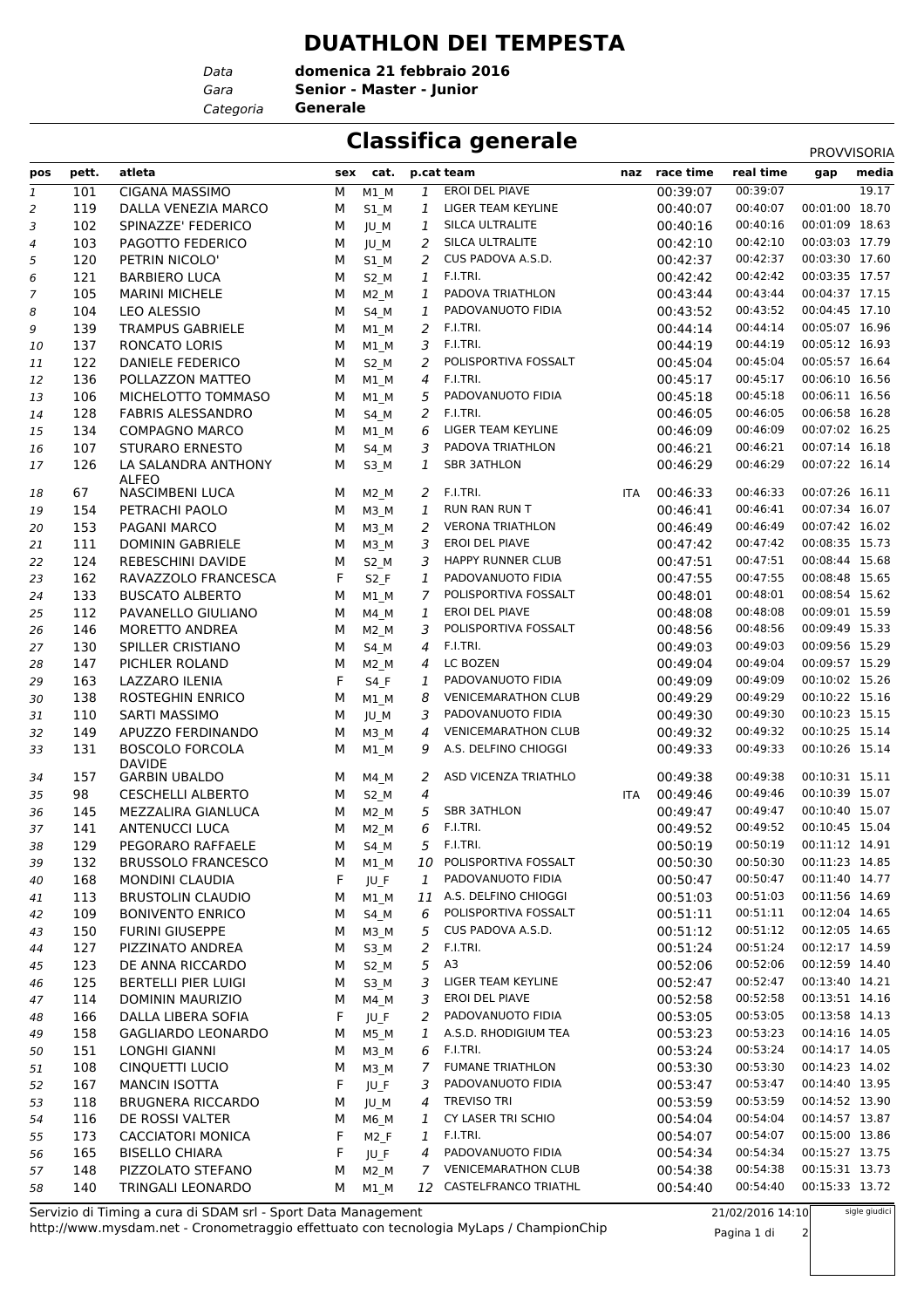# DUATHLON DEI TEMPESTA

*Data* **domenica 21 febbraio 2016**
*Gara* **Senior - Master - Junior**
*Categoria* **Generale**

## Classifica generale

PROVVISORIA

| pos | pett. | atleta | sex | cat. | p.cat | team | naz | race time | real time | gap | media |
|---|---|---|---|---|---|---|---|---|---|---|---|
| 1 | 101 | CIGANA MASSIMO | M | M1_M | 1 | EROI DEL PIAVE | | 00:39:07 | 00:39:07 | | 19.17 |
| 2 | 119 | DALLA VENEZIA MARCO | M | S1_M | 1 | LIGER TEAM KEYLINE | | 00:40:07 | 00:40:07 | 00:01:00 | 18.70 |
| 3 | 102 | SPINAZZE' FEDERICO | M | JU_M | 1 | SILCA ULTRALITE | | 00:40:16 | 00:40:16 | 00:01:09 | 18.63 |
| 4 | 103 | PAGOTTO FEDERICO | M | JU_M | 2 | SILCA ULTRALITE | | 00:42:10 | 00:42:10 | 00:03:03 | 17.79 |
| 5 | 120 | PETRIN NICOLO' | M | S1_M | 2 | CUS PADOVA A.S.D. | | 00:42:37 | 00:42:37 | 00:03:30 | 17.60 |
| 6 | 121 | BARBIERO LUCA | M | S2_M | 1 | F.I.TRI. | | 00:42:42 | 00:42:42 | 00:03:35 | 17.57 |
| 7 | 105 | MARINI MICHELE | M | M2_M | 1 | PADOVA TRIATHLON | | 00:43:44 | 00:43:44 | 00:04:37 | 17.15 |
| 8 | 104 | LEO ALESSIO | M | S4_M | 1 | PADOVANUOTO FIDIA | | 00:43:52 | 00:43:52 | 00:04:45 | 17.10 |
| 9 | 139 | TRAMPUS GABRIELE | M | M1_M | 2 | F.I.TRI. | | 00:44:14 | 00:44:14 | 00:05:07 | 16.96 |
| 10 | 137 | RONCATO LORIS | M | M1_M | 3 | F.I.TRI. | | 00:44:19 | 00:44:19 | 00:05:12 | 16.93 |
| 11 | 122 | DANIELE FEDERICO | M | S2_M | 2 | POLISPORTIVA FOSSALT | | 00:45:04 | 00:45:04 | 00:05:57 | 16.64 |
| 12 | 136 | POLLAZZON MATTEO | M | M1_M | 4 | F.I.TRI. | | 00:45:17 | 00:45:17 | 00:06:10 | 16.56 |
| 13 | 106 | MICHELOTTO TOMMASO | M | M1_M | 5 | PADOVANUOTO FIDIA | | 00:45:18 | 00:45:18 | 00:06:11 | 16.56 |
| 14 | 128 | FABRIS ALESSANDRO | M | S4_M | 2 | F.I.TRI. | | 00:46:05 | 00:46:05 | 00:06:58 | 16.28 |
| 15 | 134 | COMPAGNO MARCO | M | M1_M | 6 | LIGER TEAM KEYLINE | | 00:46:09 | 00:46:09 | 00:07:02 | 16.25 |
| 16 | 107 | STURARO ERNESTO | M | S4_M | 3 | PADOVA TRIATHLON | | 00:46:21 | 00:46:21 | 00:07:14 | 16.18 |
| 17 | 126 | LA SALANDRA ANTHONY ALFEO | M | S3_M | 1 | SBR 3ATHLON | | 00:46:29 | 00:46:29 | 00:07:22 | 16.14 |
| 18 | 67 | NASCIMBENI LUCA | M | M2_M | 2 | F.I.TRI. | ITA | 00:46:33 | 00:46:33 | 00:07:26 | 16.11 |
| 19 | 154 | PETRACHI PAOLO | M | M3_M | 1 | RUN RAN RUN T | | 00:46:41 | 00:46:41 | 00:07:34 | 16.07 |
| 20 | 153 | PAGANI MARCO | M | M3_M | 2 | VERONA TRIATHLON | | 00:46:49 | 00:46:49 | 00:07:42 | 16.02 |
| 21 | 111 | DOMININ GABRIELE | M | M3_M | 3 | EROI DEL PIAVE | | 00:47:42 | 00:47:42 | 00:08:35 | 15.73 |
| 22 | 124 | REBESCHINI DAVIDE | M | S2_M | 3 | HAPPY RUNNER CLUB | | 00:47:51 | 00:47:51 | 00:08:44 | 15.68 |
| 23 | 162 | RAVAZZOLO FRANCESCA | F | S2_F | 1 | PADOVANUOTO FIDIA | | 00:47:55 | 00:47:55 | 00:08:48 | 15.65 |
| 24 | 133 | BUSCATO ALBERTO | M | M1_M | 7 | POLISPORTIVA FOSSALT | | 00:48:01 | 00:48:01 | 00:08:54 | 15.62 |
| 25 | 112 | PAVANELLO GIULIANO | M | M4_M | 1 | EROI DEL PIAVE | | 00:48:08 | 00:48:08 | 00:09:01 | 15.59 |
| 26 | 146 | MORETTO ANDREA | M | M2_M | 3 | POLISPORTIVA FOSSALT | | 00:48:56 | 00:48:56 | 00:09:49 | 15.33 |
| 27 | 130 | SPILLER CRISTIANO | M | S4_M | 4 | F.I.TRI. | | 00:49:03 | 00:49:03 | 00:09:56 | 15.29 |
| 28 | 147 | PICHLER ROLAND | M | M2_M | 4 | LC BOZEN | | 00:49:04 | 00:49:04 | 00:09:57 | 15.29 |
| 29 | 163 | LAZZARO ILENIA | F | S4_F | 1 | PADOVANUOTO FIDIA | | 00:49:09 | 00:49:09 | 00:10:02 | 15.26 |
| 30 | 138 | ROSTEGHIN ENRICO | M | M1_M | 8 | VENICEMARATHON CLUB | | 00:49:29 | 00:49:29 | 00:10:22 | 15.16 |
| 31 | 110 | SARTI MASSIMO | M | JU_M | 3 | PADOVANUOTO FIDIA | | 00:49:30 | 00:49:30 | 00:10:23 | 15.15 |
| 32 | 149 | APUZZO FERDINANDO | M | M3_M | 4 | VENICEMARATHON CLUB | | 00:49:32 | 00:49:32 | 00:10:25 | 15.14 |
| 33 | 131 | BOSCOLO FORCOLA DAVIDE | M | M1_M | 9 | A.S. DELFINO CHIOGGI | | 00:49:33 | 00:49:33 | 00:10:26 | 15.14 |
| 34 | 157 | GARBIN UBALDO | M | M4_M | 2 | ASD VICENZA TRIATHLO | | 00:49:38 | 00:49:38 | 00:10:31 | 15.11 |
| 35 | 98 | CESCHELLI ALBERTO | M | S2_M | 4 | | ITA | 00:49:46 | 00:49:46 | 00:10:39 | 15.07 |
| 36 | 145 | MEZZALIRA GIANLUCA | M | M2_M | 5 | SBR 3ATHLON | | 00:49:47 | 00:49:47 | 00:10:40 | 15.07 |
| 37 | 141 | ANTENUCCI LUCA | M | M2_M | 6 | F.I.TRI. | | 00:49:52 | 00:49:52 | 00:10:45 | 15.04 |
| 38 | 129 | PEGORARO RAFFAELE | M | S4_M | 5 | F.I.TRI. | | 00:50:19 | 00:50:19 | 00:11:12 | 14.91 |
| 39 | 132 | BRUSSOLO FRANCESCO | M | M1_M | 10 | POLISPORTIVA FOSSALT | | 00:50:30 | 00:50:30 | 00:11:23 | 14.85 |
| 40 | 168 | MONDINI CLAUDIA | F | JU_F | 1 | PADOVANUOTO FIDIA | | 00:50:47 | 00:50:47 | 00:11:40 | 14.77 |
| 41 | 113 | BRUSTOLIN CLAUDIO | M | M1_M | 11 | A.S. DELFINO CHIOGGI | | 00:51:03 | 00:51:03 | 00:11:56 | 14.69 |
| 42 | 109 | BONIVENTO ENRICO | M | S4_M | 6 | POLISPORTIVA FOSSALT | | 00:51:11 | 00:51:11 | 00:12:04 | 14.65 |
| 43 | 150 | FURINI GIUSEPPE | M | M3_M | 5 | CUS PADOVA A.S.D. | | 00:51:12 | 00:51:12 | 00:12:05 | 14.65 |
| 44 | 127 | PIZZINATO ANDREA | M | S3_M | 2 | F.I.TRI. | | 00:51:24 | 00:51:24 | 00:12:17 | 14.59 |
| 45 | 123 | DE ANNA RICCARDO | M | S2_M | 5 | A3 | | 00:52:06 | 00:52:06 | 00:12:59 | 14.40 |
| 46 | 125 | BERTELLI PIER LUIGI | M | S3_M | 3 | LIGER TEAM KEYLINE | | 00:52:47 | 00:52:47 | 00:13:40 | 14.21 |
| 47 | 114 | DOMININ MAURIZIO | M | M4_M | 3 | EROI DEL PIAVE | | 00:52:58 | 00:52:58 | 00:13:51 | 14.16 |
| 48 | 166 | DALLA LIBERA SOFIA | F | JU_F | 2 | PADOVANUOTO FIDIA | | 00:53:05 | 00:53:05 | 00:13:58 | 14.13 |
| 49 | 158 | GAGLIARDO LEONARDO | M | M5_M | 1 | A.S.D. RHODIGIUM TEA | | 00:53:23 | 00:53:23 | 00:14:16 | 14.05 |
| 50 | 151 | LONGHI GIANNI | M | M3_M | 6 | F.I.TRI. | | 00:53:24 | 00:53:24 | 00:14:17 | 14.05 |
| 51 | 108 | CINQUETTI LUCIO | M | M3_M | 7 | FUMANE TRIATHLON | | 00:53:30 | 00:53:30 | 00:14:23 | 14.02 |
| 52 | 167 | MANCIN ISOTTA | F | JU_F | 3 | PADOVANUOTO FIDIA | | 00:53:47 | 00:53:47 | 00:14:40 | 13.95 |
| 53 | 118 | BRUGNERA RICCARDO | M | JU_M | 4 | TREVISO TRI | | 00:53:59 | 00:53:59 | 00:14:52 | 13.90 |
| 54 | 116 | DE ROSSI VALTER | M | M6_M | 1 | CY LASER TRI SCHIO | | 00:54:04 | 00:54:04 | 00:14:57 | 13.87 |
| 55 | 173 | CACCIATORI MONICA | F | M2_F | 1 | F.I.TRI. | | 00:54:07 | 00:54:07 | 00:15:00 | 13.86 |
| 56 | 165 | BISELLO CHIARA | F | JU_F | 4 | PADOVANUOTO FIDIA | | 00:54:34 | 00:54:34 | 00:15:27 | 13.75 |
| 57 | 148 | PIZZOLATO STEFANO | M | M2_M | 7 | VENICEMARATHON CLUB | | 00:54:38 | 00:54:38 | 00:15:31 | 13.73 |
| 58 | 140 | TRINGALI LEONARDO | M | M1_M | 12 | CASTELFRANCO TRIATHL | | 00:54:40 | 00:54:40 | 00:15:33 | 13.72 |

Servizio di Timing a cura di SDAM srl - Sport Data Management
http://www.mysdam.net - Cronometraggio effettuato con tecnologia MyLaps / ChampionChip

21/02/2016 14:10

sigle giudici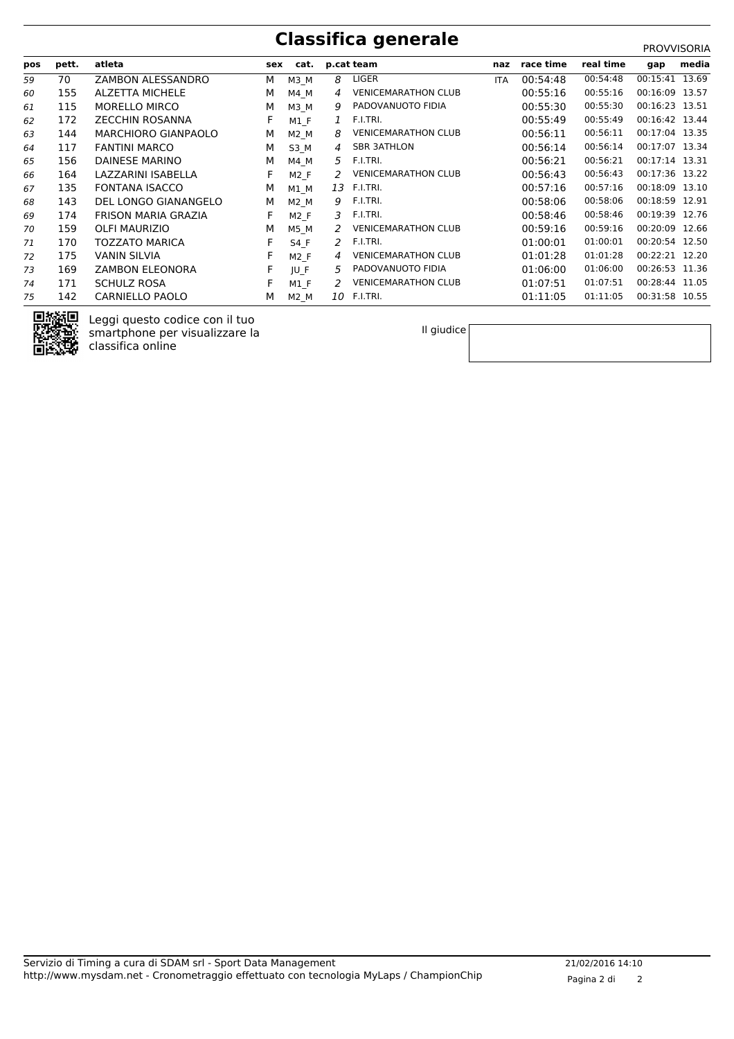# Classifica generale

PROVVISORIA

| pos | pett. | atleta | sex | cat. | p.cat | team | naz | race time | real time | gap | media |
|---|---|---|---|---|---|---|---|---|---|---|---|
| 59 | 70 | ZAMBON ALESSANDRO | M | M3_M | 8 | LIGER | ITA | 00:54:48 | 00:54:48 | 00:15:41 | 13.69 |
| 60 | 155 | ALZETTA MICHELE | M | M4_M | 4 | VENICEMARATHON CLUB | | 00:55:16 | 00:55:16 | 00:16:09 | 13.57 |
| 61 | 115 | MORELLO MIRCO | M | M3_M | 9 | PADOVANUOTO FIDIA | | 00:55:30 | 00:55:30 | 00:16:23 | 13.51 |
| 62 | 172 | ZECCHIN ROSANNA | F | M1_F | 1 | F.I.TRI. | | 00:55:49 | 00:55:49 | 00:16:42 | 13.44 |
| 63 | 144 | MARCHIORO GIANPAOLO | M | M2_M | 8 | VENICEMARATHON CLUB | | 00:56:11 | 00:56:11 | 00:17:04 | 13.35 |
| 64 | 117 | FANTINI MARCO | M | S3_M | 4 | SBR 3ATHLON | | 00:56:14 | 00:56:14 | 00:17:07 | 13.34 |
| 65 | 156 | DAINESE MARINO | M | M4_M | 5 | F.I.TRI. | | 00:56:21 | 00:56:21 | 00:17:14 | 13.31 |
| 66 | 164 | LAZZARINI ISABELLA | F | M2_F | 2 | VENICEMARATHON CLUB | | 00:56:43 | 00:56:43 | 00:17:36 | 13.22 |
| 67 | 135 | FONTANA ISACCO | M | M1_M | 13 | F.I.TRI. | | 00:57:16 | 00:57:16 | 00:18:09 | 13.10 |
| 68 | 143 | DEL LONGO GIANANGELO | M | M2_M | 9 | F.I.TRI. | | 00:58:06 | 00:58:06 | 00:18:59 | 12.91 |
| 69 | 174 | FRISON MARIA GRAZIA | F | M2_F | 3 | F.I.TRI. | | 00:58:46 | 00:58:46 | 00:19:39 | 12.76 |
| 70 | 159 | OLFI MAURIZIO | M | M5_M | 2 | VENICEMARATHON CLUB | | 00:59:16 | 00:59:16 | 00:20:09 | 12.66 |
| 71 | 170 | TOZZATO MARICA | F | S4_F | 2 | F.I.TRI. | | 01:00:01 | 01:00:01 | 00:20:54 | 12.50 |
| 72 | 175 | VANIN SILVIA | F | M2_F | 4 | VENICEMARATHON CLUB | | 01:01:28 | 01:01:28 | 00:22:21 | 12.20 |
| 73 | 169 | ZAMBON ELEONORA | F | JU_F | 5 | PADOVANUOTO FIDIA | | 01:06:00 | 01:06:00 | 00:26:53 | 11.36 |
| 74 | 171 | SCHULZ ROSA | F | M1_F | 2 | VENICEMARATHON CLUB | | 01:07:51 | 01:07:51 | 00:28:44 | 11.05 |
| 75 | 142 | CARNIELLO PAOLO | M | M2_M | 10 | F.I.TRI. | | 01:11:05 | 01:11:05 | 00:31:58 | 10.55 |

Leggi questo codice con il tuo smartphone per visualizzare la classifica online

Il giudice

Servizio di Timing a cura di SDAM srl - Sport Data Management
http://www.mysdam.net - Cronometraggio effettuato con tecnologia MyLaps / ChampionChip

21/02/2016 14:10